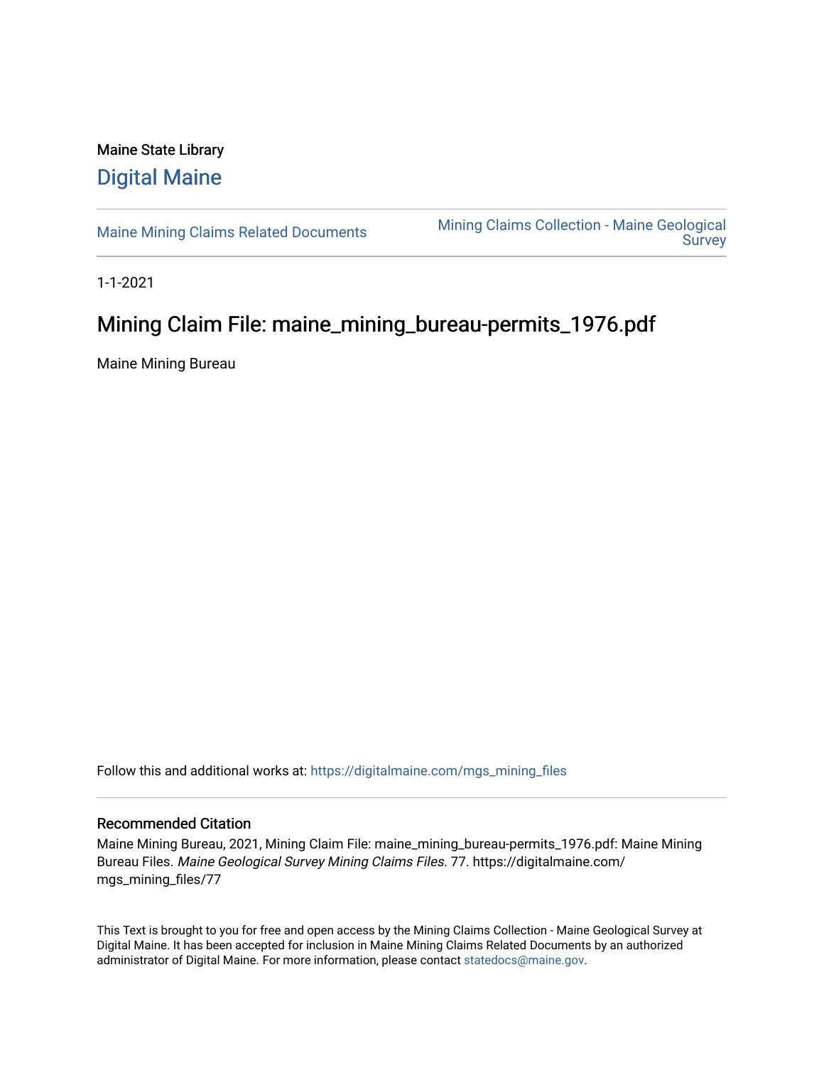Maine State Library

## Digital Maine

Maine Mining Claims Related Documents

Mining Claims Collection - Maine Geological Survey

1-1-2021

# Mining Claim File: maine_mining_bureau-permits_1976.pdf

Maine Mining Bureau

Follow this and additional works at: https://digitalmaine.com/mgs_mining_files

### Recommended Citation

Maine Mining Bureau, 2021, Mining Claim File: maine_mining_bureau-permits_1976.pdf: Maine Mining Bureau Files. *Maine Geological Survey Mining Claims Files*. 77. https://digitalmaine.com/mgs_mining_files/77

This Text is brought to you for free and open access by the Mining Claims Collection - Maine Geological Survey at Digital Maine. It has been accepted for inclusion in Maine Mining Claims Related Documents by an authorized administrator of Digital Maine. For more information, please contact statedocs@maine.gov.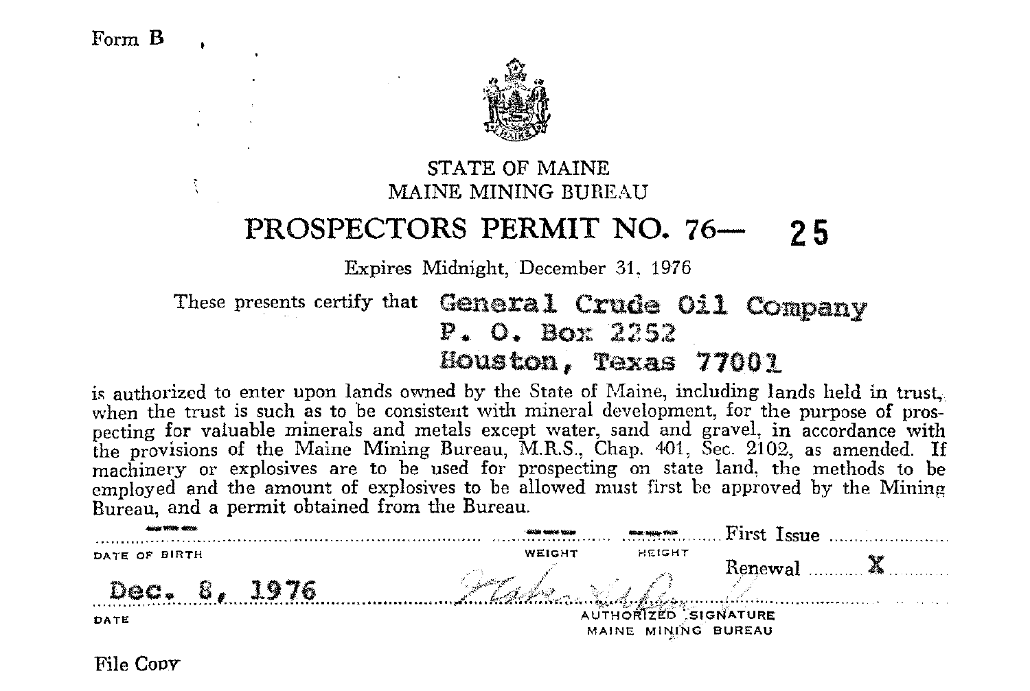Form B

STATE OF MAINE
MAINE MINING BUREAU

# PROSPECTORS PERMIT NO. 76— 25

Expires Midnight, December 31, 1976

These presents certify that General Crude Oil Company
P. O. Box 2252
Houston, Texas 77001

is authorized to enter upon lands owned by the State of Maine, including lands held in trust, when the trust is such as to be consistent with mineral development, for the purpose of prospecting for valuable minerals and metals except water, sand and gravel, in accordance with the provisions of the Maine Mining Bureau, M.R.S., Chap. 401, Sec. 2102, as amended. If machinery or explosives are to be used for prospecting on state land, the methods to be employed and the amount of explosives to be allowed must first be approved by the Mining Bureau, and a permit obtained from the Bureau.

| DATE OF BIRTH | WEIGHT | HEIGHT | First Issue |
|---|---|---|---|
| | | | Renewal X |

Dec. 8, 1976

DATE

AUTHORIZED SIGNATURE
MAINE MINING BUREAU

File Copy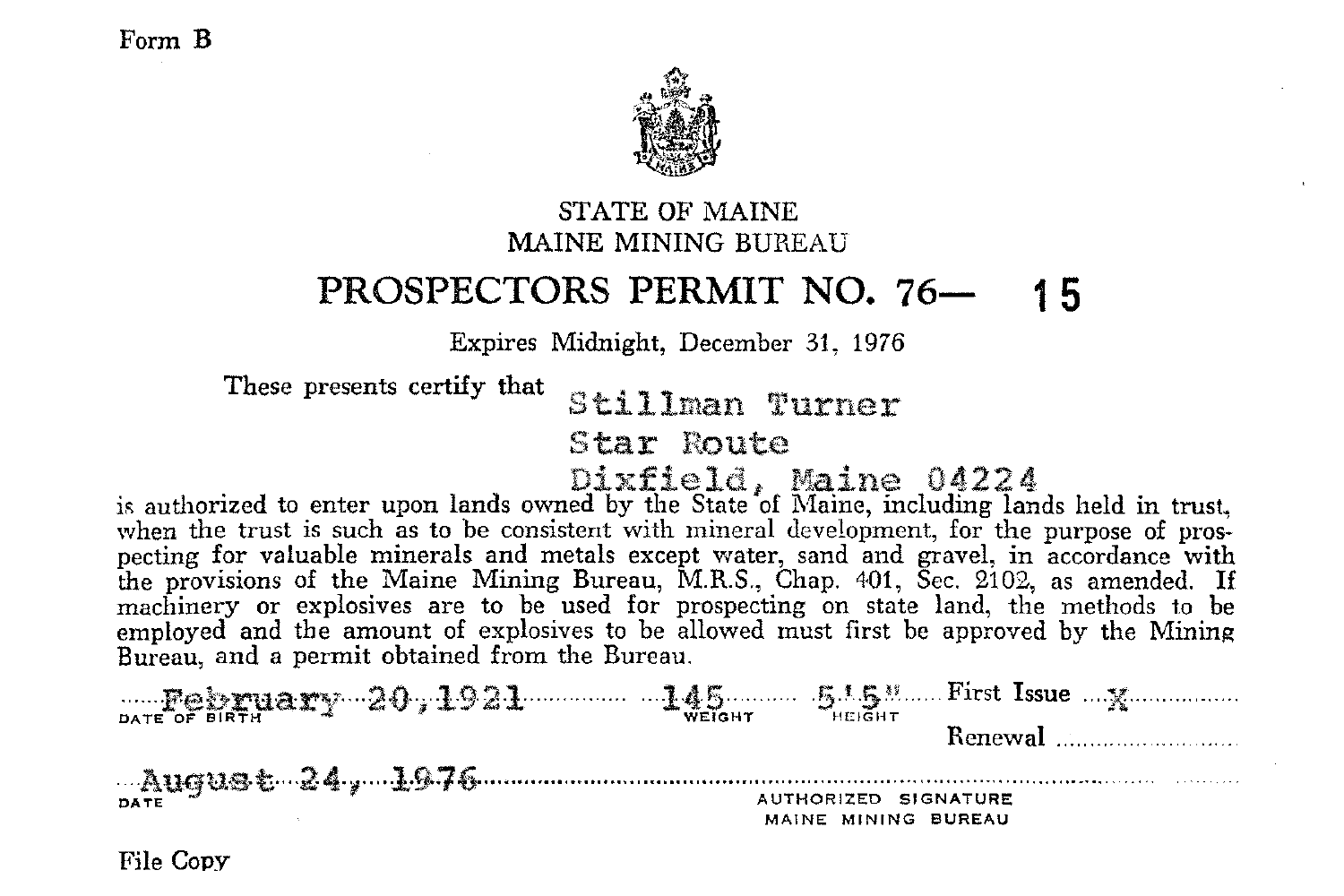Form B

STATE OF MAINE
MAINE MINING BUREAU

# PROSPECTORS PERMIT NO. 76— 15

Expires Midnight, December 31, 1976

These presents certify that Stillman Turner
Star Route
Dixfield, Maine 04224

is authorized to enter upon lands owned by the State of Maine, including lands held in trust, when the trust is such as to be consistent with mineral development, for the purpose of prospecting for valuable minerals and metals except water, sand and gravel, in accordance with the provisions of the Maine Mining Bureau, M.R.S., Chap. 401, Sec. 2102, as amended. If machinery or explosives are to be used for prospecting on state land, the methods to be employed and the amount of explosives to be allowed must first be approved by the Mining Bureau, and a permit obtained from the Bureau.

February 20, 1921 — DATE OF BIRTH
145 — WEIGHT
5'5" — HEIGHT
First Issue X
Renewal

August 24, 1976 — DATE

AUTHORIZED SIGNATURE
MAINE MINING BUREAU

File Copy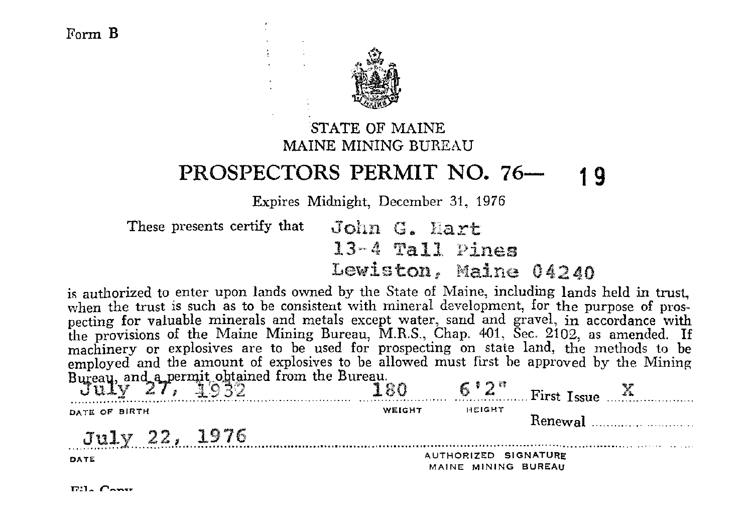Form B

STATE OF MAINE
MAINE MINING BUREAU

# PROSPECTORS PERMIT NO. 76— 19

Expires Midnight, December 31, 1976

These presents certify that John G. Hart
13-4 Tall Pines
Lewiston, Maine 04240

is authorized to enter upon lands owned by the State of Maine, including lands held in trust, when the trust is such as to be consistent with mineral development, for the purpose of prospecting for valuable minerals and metals except water, sand and gravel, in accordance with the provisions of the Maine Mining Bureau, M.R.S., Chap. 401, Sec. 2102, as amended. If machinery or explosives are to be used for prospecting on state land, the methods to be employed and the amount of explosives to be allowed must first be approved by the Mining Bureau, and a permit obtained from the Bureau.

| DATE OF BIRTH | WEIGHT | HEIGHT | |
|---|---|---|---|
| July 27, 1932 | 180 | 6'2" | First Issue X |
| | | | Renewal |

July 22, 1976
DATE

AUTHORIZED SIGNATURE
MAINE MINING BUREAU

File Copy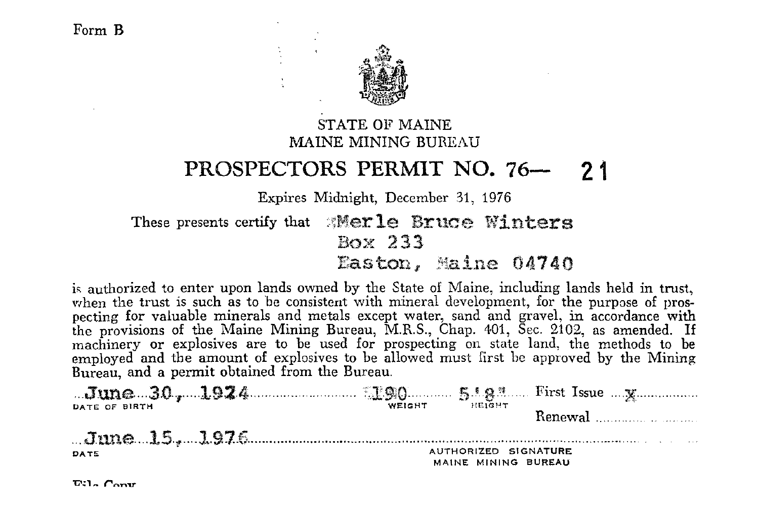Form B

STATE OF MAINE

MAINE MINING BUREAU

# PROSPECTORS PERMIT NO. 76— 21

Expires Midnight, December 31, 1976

These presents certify that Merle Bruce Winters
Box 233
Easton, Maine 04740

is authorized to enter upon lands owned by the State of Maine, including lands held in trust, when the trust is such as to be consistent with mineral development, for the purpose of prospecting for valuable minerals and metals except water, sand and gravel, in accordance with the provisions of the Maine Mining Bureau, M.R.S., Chap. 401, Sec. 2102, as amended. If machinery or explosives are to be used for prospecting on state land, the methods to be employed and the amount of explosives to be allowed must first be approved by the Mining Bureau, and a permit obtained from the Bureau.

June 30, 1924 — DATE OF BIRTH
190 — WEIGHT
5'8" — HEIGHT
First Issue X
Renewal

June 15, 1976 — DATE

AUTHORIZED SIGNATURE
MAINE MINING BUREAU

File Copy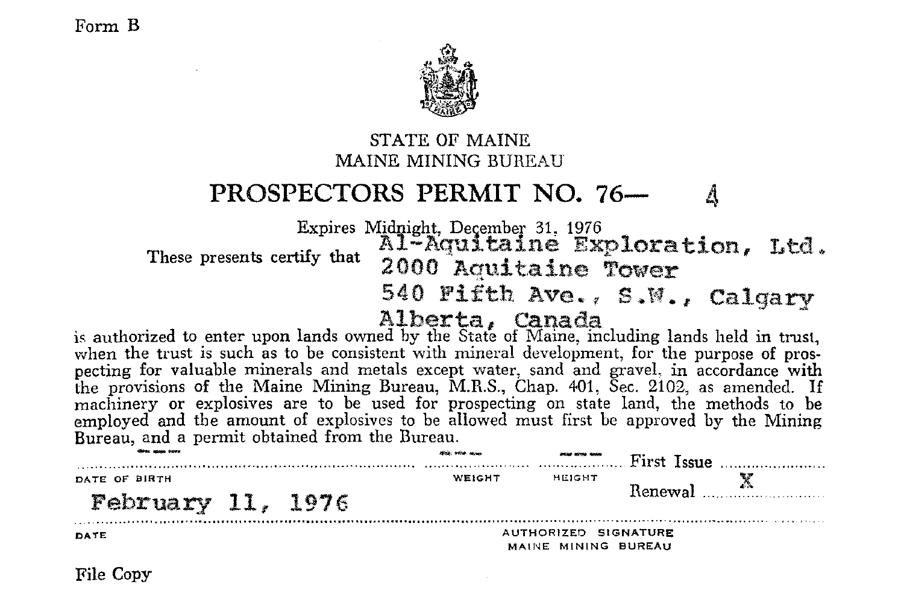Form B

STATE OF MAINE

MAINE MINING BUREAU

# PROSPECTORS PERMIT NO. 76— 4

Expires Midnight, December 31, 1976

These presents certify that Al-Aquitaine Exploration, Ltd.
2000 Aquitaine Tower
540 Fifth Ave., S.W., Calgary
Alberta, Canada

is authorized to enter upon lands owned by the State of Maine, including lands held in trust, when the trust is such as to be consistent with mineral development, for the purpose of prospecting for valuable minerals and metals except water, sand and gravel, in accordance with the provisions of the Maine Mining Bureau, M.R.S., Chap. 401, Sec. 2102, as amended. If machinery or explosives are to be used for prospecting on state land, the methods to be employed and the amount of explosives to be allowed must first be approved by the Mining Bureau, and a permit obtained from the Bureau.

| DATE OF BIRTH | WEIGHT | HEIGHT | |
|---|---|---|---|
| --- | --- | --- | First Issue ............ |
| | | | Renewal X |

February 11, 1976

DATE

AUTHORIZED SIGNATURE
MAINE MINING BUREAU

File Copy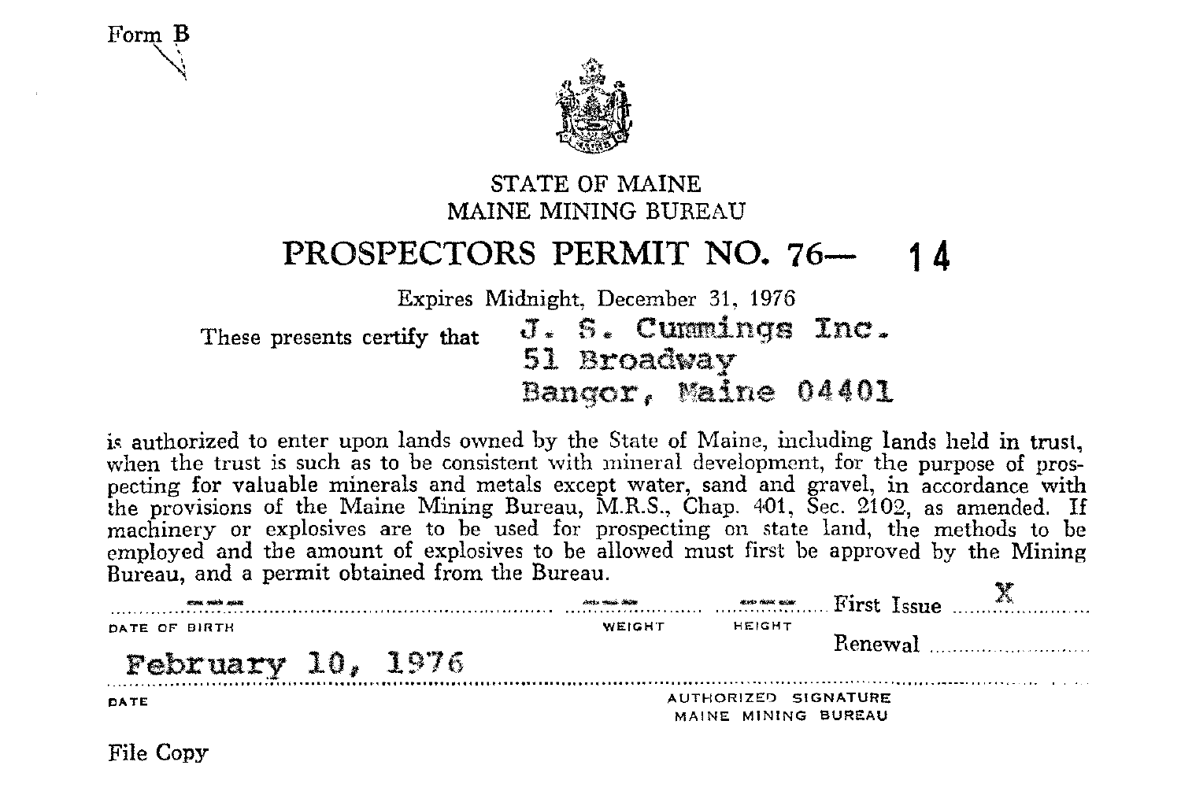Form B

STATE OF MAINE
MAINE MINING BUREAU

# PROSPECTORS PERMIT NO. 76— 14

Expires Midnight, December 31, 1976

These presents certify that J. S. Cummings Inc.
51 Broadway
Bangor, Maine 04401

is authorized to enter upon lands owned by the State of Maine, including lands held in trust, when the trust is such as to be consistent with mineral development, for the purpose of prospecting for valuable minerals and metals except water, sand and gravel, in accordance with the provisions of the Maine Mining Bureau, M.R.S., Chap. 401, Sec. 2102, as amended. If machinery or explosives are to be used for prospecting on state land, the methods to be employed and the amount of explosives to be allowed must first be approved by the Mining Bureau, and a permit obtained from the Bureau.

| DATE OF BIRTH | WEIGHT | HEIGHT | |
|---|---|---|---|
| --- | --- | --- | First Issue X |
| | | | Renewal |

February 10, 1976

DATE

AUTHORIZED SIGNATURE
MAINE MINING BUREAU

File Copy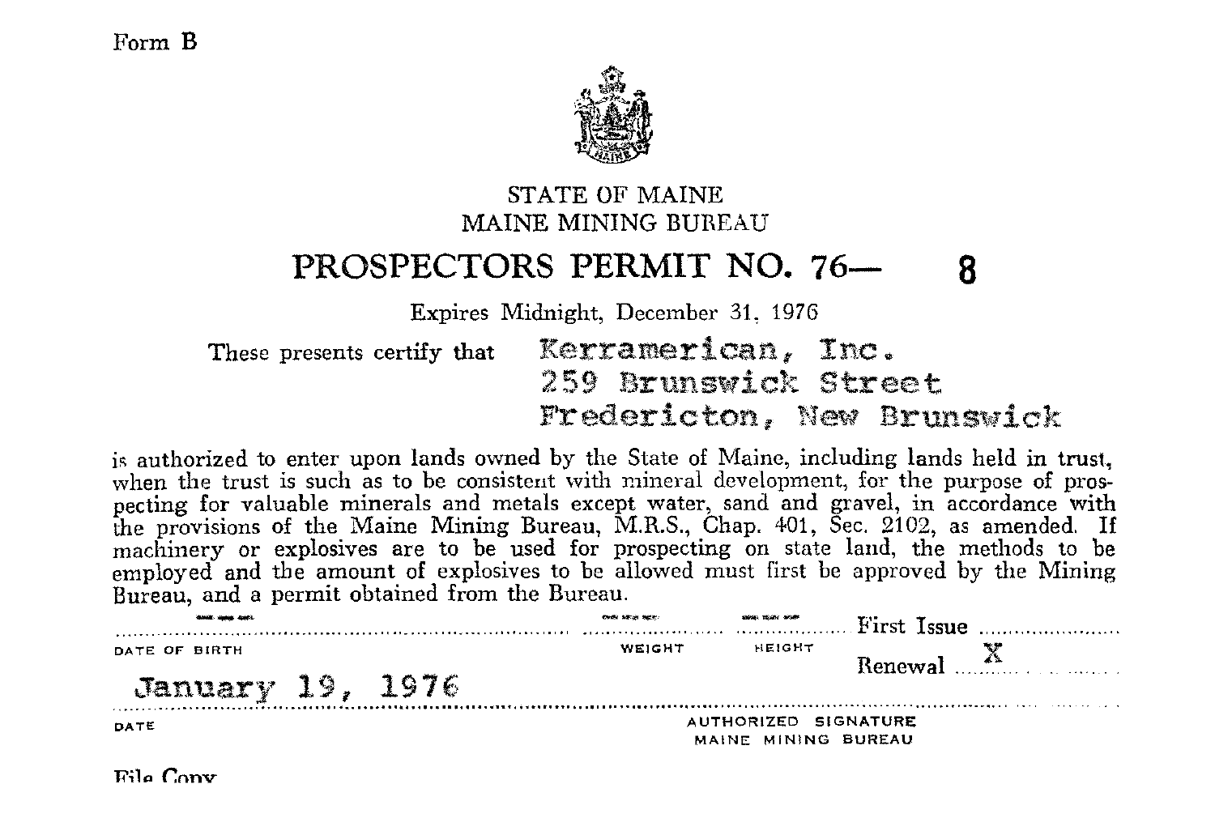Form B

STATE OF MAINE
MAINE MINING BUREAU

# PROSPECTORS PERMIT NO. 76— 8

Expires Midnight, December 31, 1976

These presents certify that Kerramerican, Inc.
259 Brunswick Street
Fredericton, New Brunswick

is authorized to enter upon lands owned by the State of Maine, including lands held in trust, when the trust is such as to be consistent with mineral development, for the purpose of prospecting for valuable minerals and metals except water, sand and gravel, in accordance with the provisions of the Maine Mining Bureau, M.R.S., Chap. 401, Sec. 2102, as amended. If machinery or explosives are to be used for prospecting on state land, the methods to be employed and the amount of explosives to be allowed must first be approved by the Mining Bureau, and a permit obtained from the Bureau.

| DATE OF BIRTH | WEIGHT | HEIGHT | |
|---|---|---|---|
| | | | First Issue |
| | | | Renewal X |

January 19, 1976

DATE

AUTHORIZED SIGNATURE
MAINE MINING BUREAU

File Copy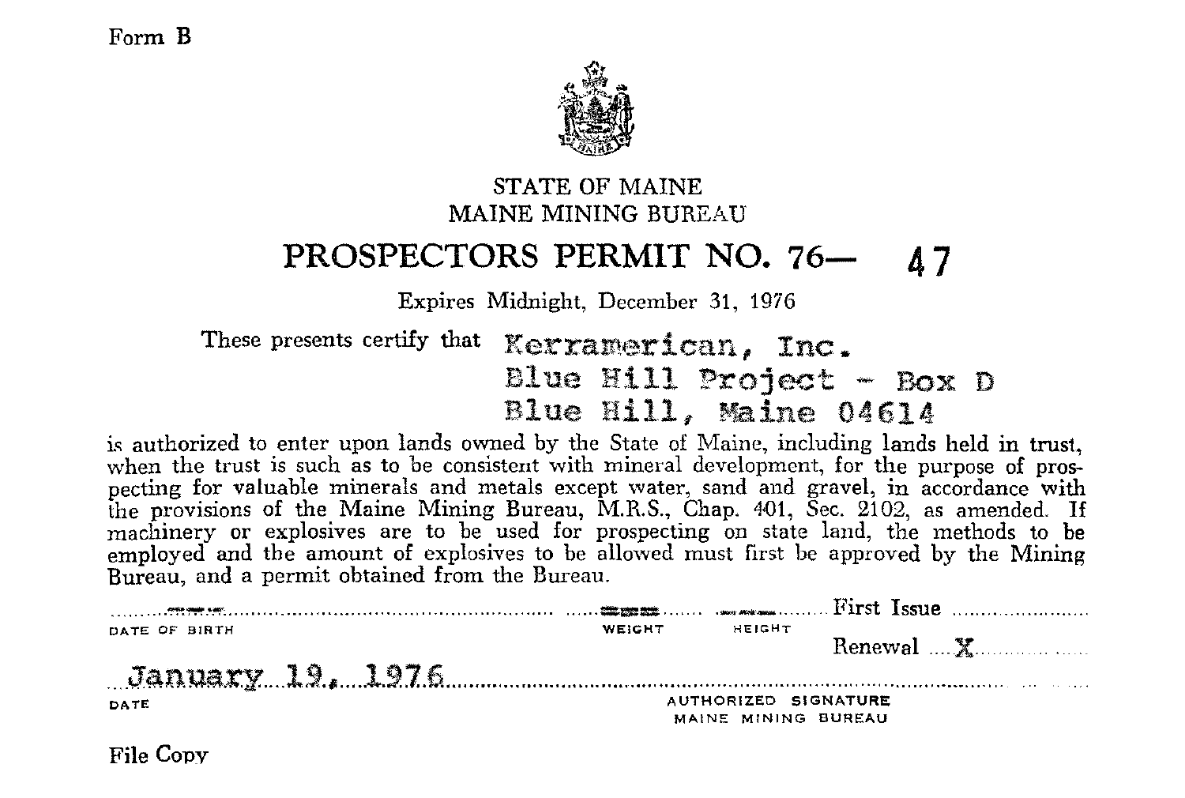Form B

STATE OF MAINE

MAINE MINING BUREAU

# PROSPECTORS PERMIT NO. 76— 47

Expires Midnight, December 31, 1976

These presents certify that Kerramerican, Inc.
Blue Hill Project - Box D
Blue Hill, Maine 04614

is authorized to enter upon lands owned by the State of Maine, including lands held in trust, when the trust is such as to be consistent with mineral development, for the purpose of prospecting for valuable minerals and metals except water, sand and gravel, in accordance with the provisions of the Maine Mining Bureau, M.R.S., Chap. 401, Sec. 2102, as amended. If machinery or explosives are to be used for prospecting on state land, the methods to be employed and the amount of explosives to be allowed must first be approved by the Mining Bureau, and a permit obtained from the Bureau.

DATE OF BIRTH ........ WEIGHT ........ HEIGHT ........ First Issue ........

Renewal X

January 19, 1976

DATE

AUTHORIZED SIGNATURE
MAINE MINING BUREAU

File Copy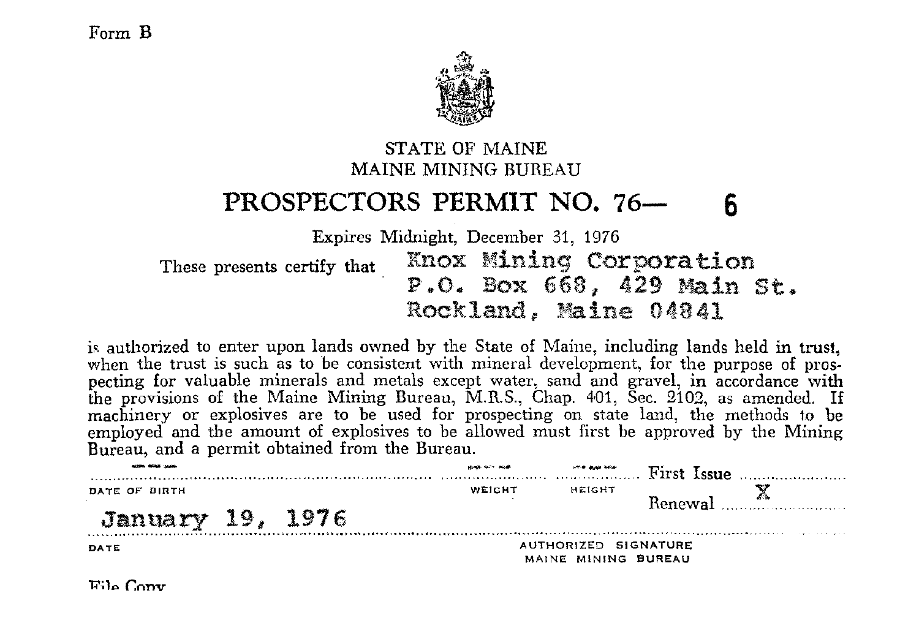Form B

STATE OF MAINE
MAINE MINING BUREAU

# PROSPECTORS PERMIT NO. 76— 6

Expires Midnight, December 31, 1976

These presents certify that Knox Mining Corporation
P.O. Box 668, 429 Main St.
Rockland, Maine 04841

is authorized to enter upon lands owned by the State of Maine, including lands held in trust, when the trust is such as to be consistent with mineral development, for the purpose of prospecting for valuable minerals and metals except water, sand and gravel, in accordance with the provisions of the Maine Mining Bureau, M.R.S., Chap. 401, Sec. 2102, as amended. If machinery or explosives are to be used for prospecting on state land, the methods to be employed and the amount of explosives to be allowed must first be approved by the Mining Bureau, and a permit obtained from the Bureau.

DATE OF BIRTH ........ WEIGHT ........ HEIGHT ........ First Issue ........

Renewal X

January 19, 1976

DATE

AUTHORIZED SIGNATURE
MAINE MINING BUREAU

File Copy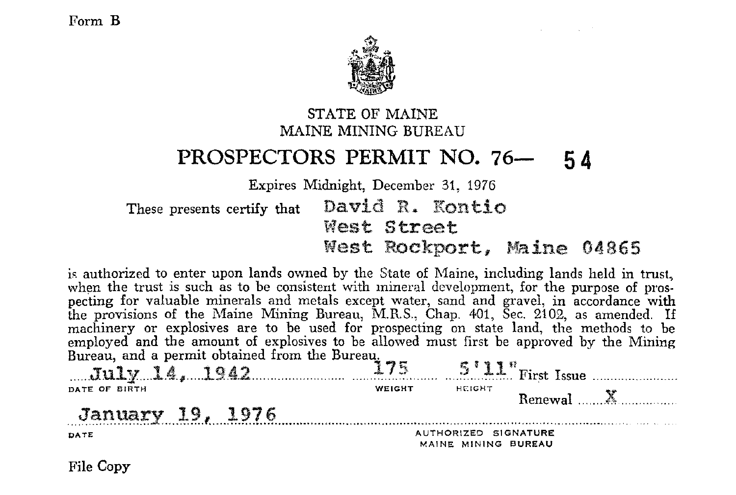Form B

STATE OF MAINE

MAINE MINING BUREAU

## PROSPECTORS PERMIT NO. 76— 54

Expires Midnight, December 31, 1976

These presents certify that David R. Kontio
West Street
West Rockport, Maine 04865

is authorized to enter upon lands owned by the State of Maine, including lands held in trust, when the trust is such as to be consistent with mineral development, for the purpose of prospecting for valuable minerals and metals except water, sand and gravel, in accordance with the provisions of the Maine Mining Bureau, M.R.S., Chap. 401, Sec. 2102, as amended. If machinery or explosives are to be used for prospecting on state land, the methods to be employed and the amount of explosives to be allowed must first be approved by the Mining Bureau, and a permit obtained from the Bureau.

| DATE OF BIRTH | WEIGHT | HEIGHT | |
|---|---|---|---|
| July 14, 1942 | 175 | 5'11" | First Issue |
| | | | Renewal X |

January 19, 1976

DATE

AUTHORIZED SIGNATURE
MAINE MINING BUREAU

File Copy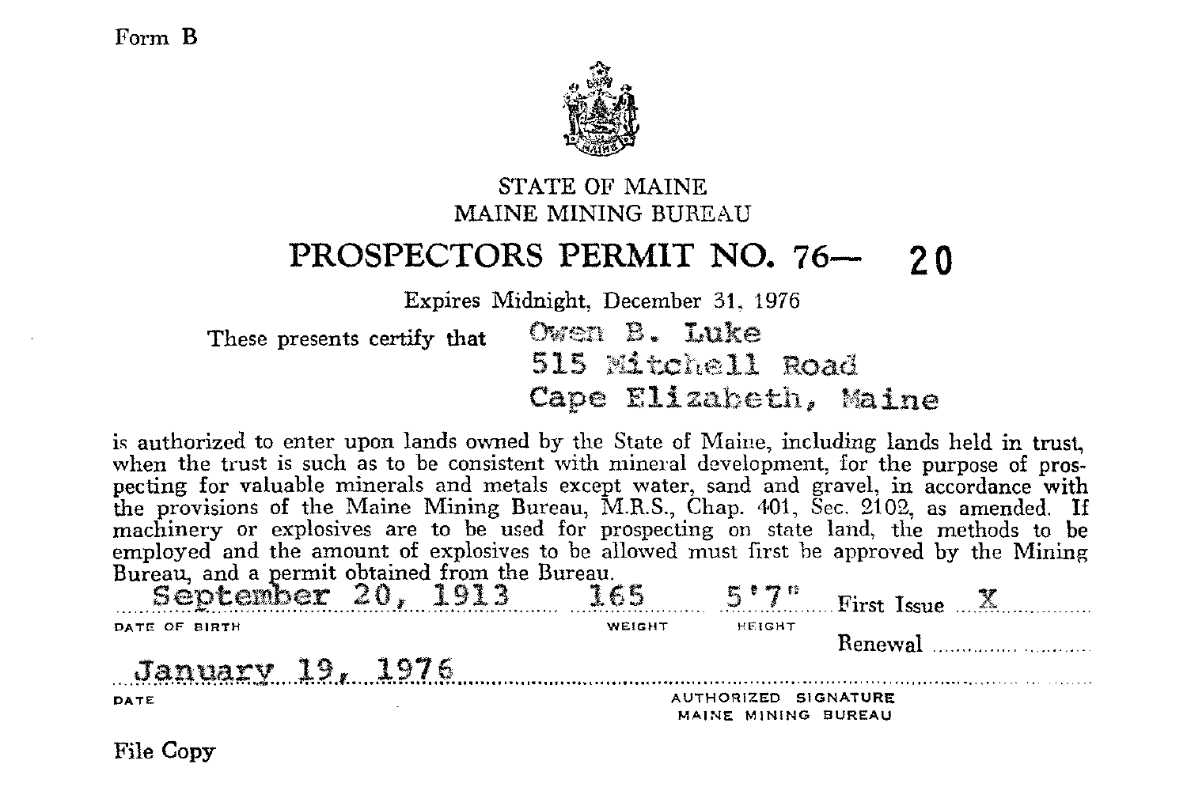Form B

STATE OF MAINE
MAINE MINING BUREAU

# PROSPECTORS PERMIT NO. 76— 20

Expires Midnight, December 31, 1976

These presents certify that Owen B. Luke
515 Mitchell Road
Cape Elizabeth, Maine

is authorized to enter upon lands owned by the State of Maine, including lands held in trust, when the trust is such as to be consistent with mineral development, for the purpose of prospecting for valuable minerals and metals except water, sand and gravel, in accordance with the provisions of the Maine Mining Bureau, M.R.S., Chap. 401, Sec. 2102, as amended. If machinery or explosives are to be used for prospecting on state land, the methods to be employed and the amount of explosives to be allowed must first be approved by the Mining Bureau, and a permit obtained from the Bureau.

| DATE OF BIRTH | WEIGHT | HEIGHT | |
|---|---|---|---|
| September 20, 1913 | 165 | 5'7" | First Issue X |
| | | | Renewal |

January 19, 1976
DATE

AUTHORIZED SIGNATURE
MAINE MINING BUREAU

File Copy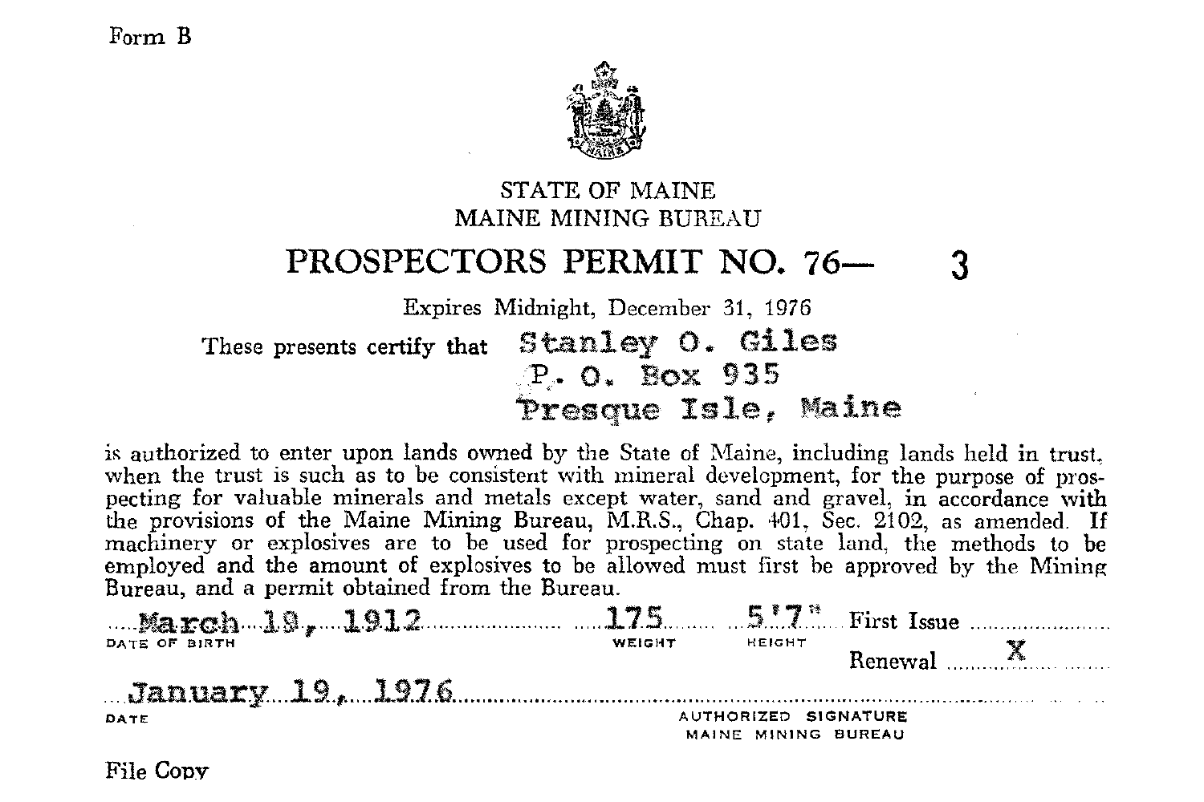Form B

STATE OF MAINE
MAINE MINING BUREAU

# PROSPECTORS PERMIT NO. 76— 3

Expires Midnight, December 31, 1976

These presents certify that Stanley O. Giles
P. O. Box 935
Presque Isle, Maine

is authorized to enter upon lands owned by the State of Maine, including lands held in trust, when the trust is such as to be consistent with mineral development, for the purpose of prospecting for valuable minerals and metals except water, sand and gravel, in accordance with the provisions of the Maine Mining Bureau, M.R.S., Chap. 401, Sec. 2102, as amended. If machinery or explosives are to be used for prospecting on state land, the methods to be employed and the amount of explosives to be allowed must first be approved by the Mining Bureau, and a permit obtained from the Bureau.

March 19, 1912 — DATE OF BIRTH
175 — WEIGHT
5'7" — HEIGHT
First Issue
Renewal X

January 19, 1976 — DATE

AUTHORIZED SIGNATURE
MAINE MINING BUREAU

File Copy